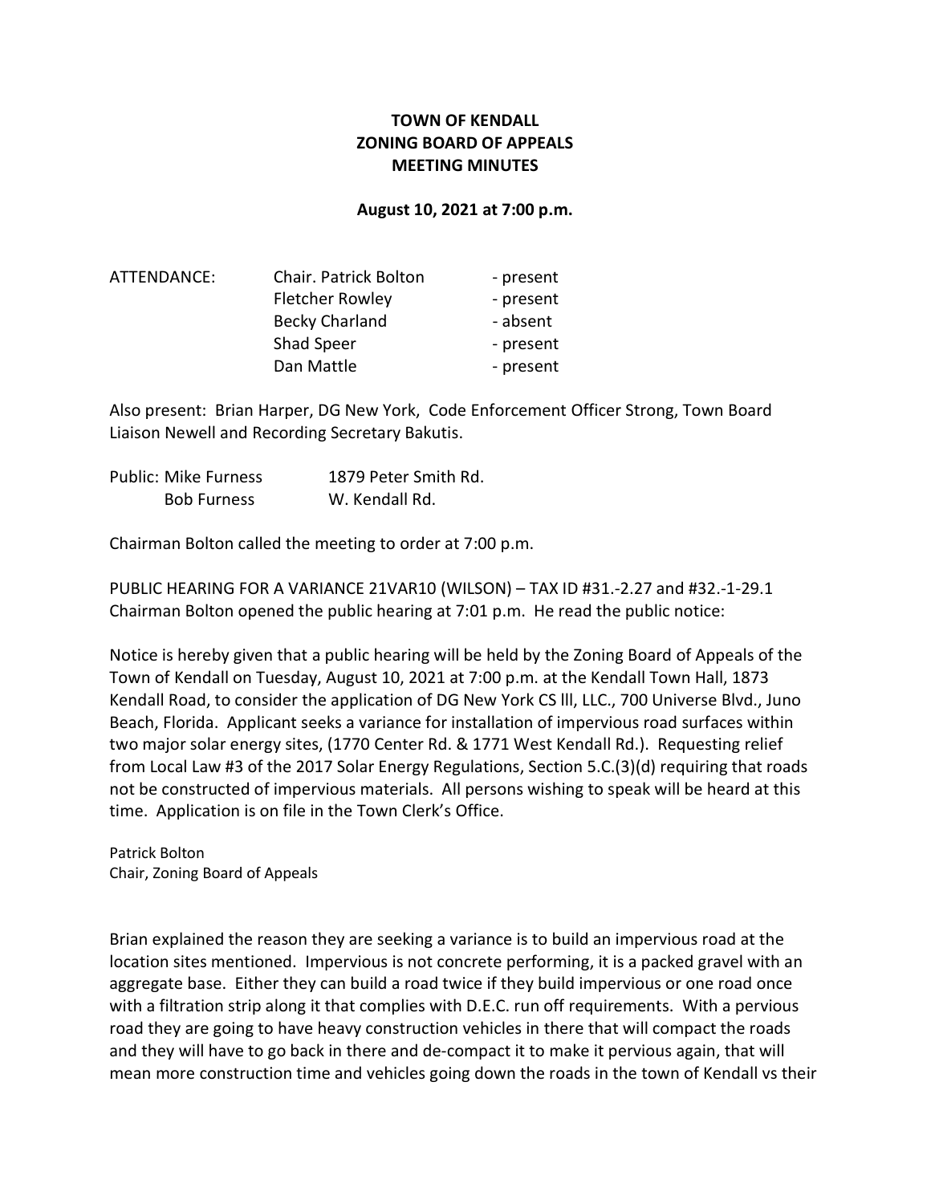# TOWN OF KENDALL
# ZONING BOARD OF APPEALS
# MEETING MINUTES

**August 10, 2021 at 7:00 p.m.**

| ATTENDANCE: | Chair. Patrick Bolton | - present |
|---|---|---|
| | Fletcher Rowley | - present |
| | Becky Charland | - absent |
| | Shad Speer | - present |
| | Dan Mattle | - present |

Also present: Brian Harper, DG New York, Code Enforcement Officer Strong, Town Board Liaison Newell and Recording Secretary Bakutis.

| Public: Mike Furness | 1879 Peter Smith Rd. |
|---|---|
| Bob Furness | W. Kendall Rd. |

Chairman Bolton called the meeting to order at 7:00 p.m.

PUBLIC HEARING FOR A VARIANCE 21VAR10 (WILSON) – TAX ID #31.-2.27 and #32.-1-29.1
Chairman Bolton opened the public hearing at 7:01 p.m. He read the public notice:

Notice is hereby given that a public hearing will be held by the Zoning Board of Appeals of the Town of Kendall on Tuesday, August 10, 2021 at 7:00 p.m. at the Kendall Town Hall, 1873 Kendall Road, to consider the application of DG New York CS lll, LLC., 700 Universe Blvd., Juno Beach, Florida. Applicant seeks a variance for installation of impervious road surfaces within two major solar energy sites, (1770 Center Rd. & 1771 West Kendall Rd.). Requesting relief from Local Law #3 of the 2017 Solar Energy Regulations, Section 5.C.(3)(d) requiring that roads not be constructed of impervious materials. All persons wishing to speak will be heard at this time. Application is on file in the Town Clerk's Office.

Patrick Bolton
Chair, Zoning Board of Appeals

Brian explained the reason they are seeking a variance is to build an impervious road at the location sites mentioned. Impervious is not concrete performing, it is a packed gravel with an aggregate base. Either they can build a road twice if they build impervious or one road once with a filtration strip along it that complies with D.E.C. run off requirements. With a pervious road they are going to have heavy construction vehicles in there that will compact the roads and they will have to go back in there and de-compact it to make it pervious again, that will mean more construction time and vehicles going down the roads in the town of Kendall vs their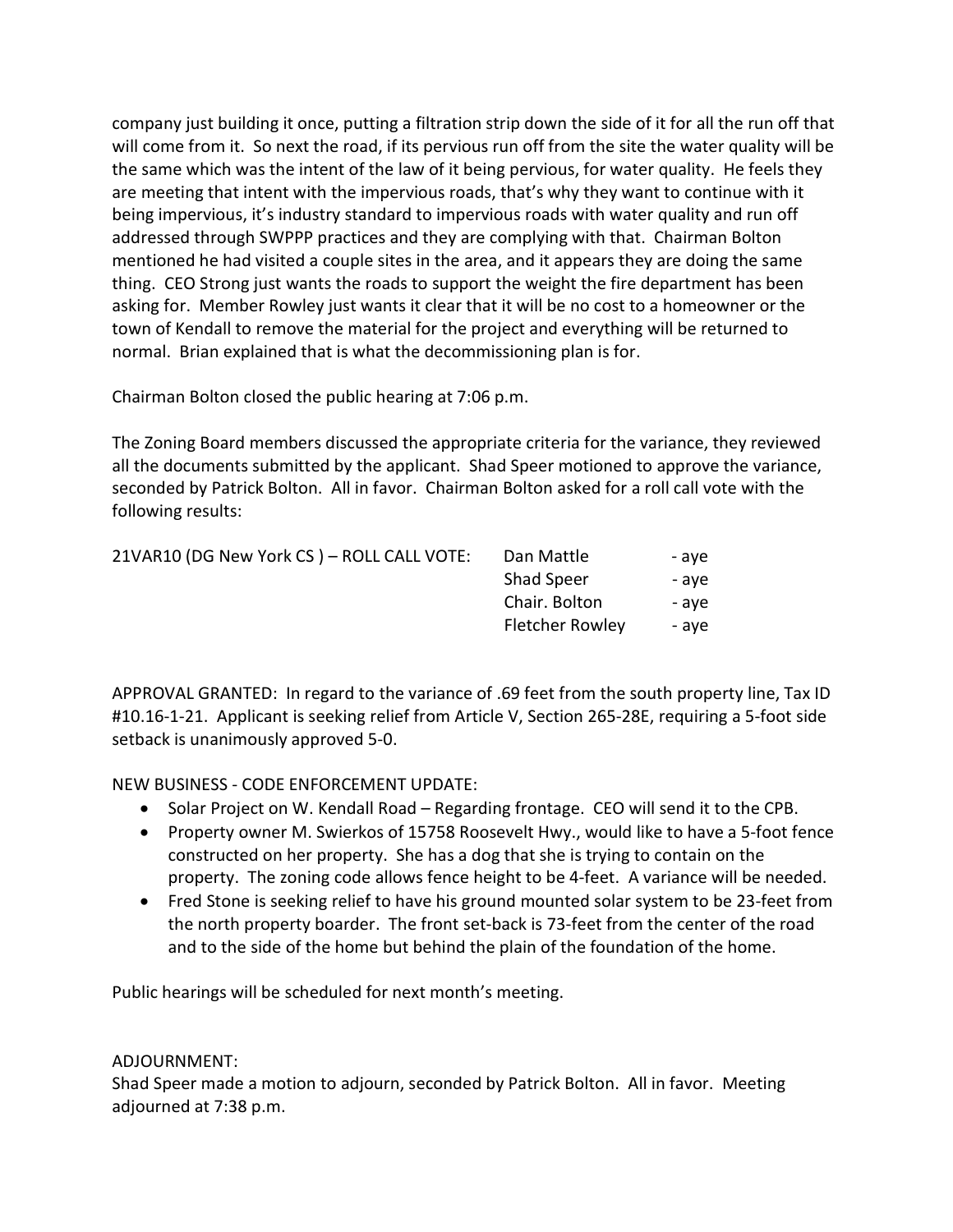company just building it once, putting a filtration strip down the side of it for all the run off that will come from it. So next the road, if its pervious run off from the site the water quality will be the same which was the intent of the law of it being pervious, for water quality. He feels they are meeting that intent with the impervious roads, that's why they want to continue with it being impervious, it's industry standard to impervious roads with water quality and run off addressed through SWPPP practices and they are complying with that. Chairman Bolton mentioned he had visited a couple sites in the area, and it appears they are doing the same thing. CEO Strong just wants the roads to support the weight the fire department has been asking for. Member Rowley just wants it clear that it will be no cost to a homeowner or the town of Kendall to remove the material for the project and everything will be returned to normal. Brian explained that is what the decommissioning plan is for.

Chairman Bolton closed the public hearing at 7:06 p.m.

The Zoning Board members discussed the appropriate criteria for the variance, they reviewed all the documents submitted by the applicant. Shad Speer motioned to approve the variance, seconded by Patrick Bolton. All in favor. Chairman Bolton asked for a roll call vote with the following results:

| 21VAR10 (DG New York CS ) – ROLL CALL VOTE: | Dan Mattle | - aye |
|---|---|---|
| | Shad Speer | - aye |
| | Chair. Bolton | - aye |
| | Fletcher Rowley | - aye |

APPROVAL GRANTED: In regard to the variance of .69 feet from the south property line, Tax ID #10.16-1-21. Applicant is seeking relief from Article V, Section 265-28E, requiring a 5-foot side setback is unanimously approved 5-0.

NEW BUSINESS - CODE ENFORCEMENT UPDATE:

- Solar Project on W. Kendall Road – Regarding frontage. CEO will send it to the CPB.
- Property owner M. Swierkos of 15758 Roosevelt Hwy., would like to have a 5-foot fence constructed on her property. She has a dog that she is trying to contain on the property. The zoning code allows fence height to be 4-feet. A variance will be needed.
- Fred Stone is seeking relief to have his ground mounted solar system to be 23-feet from the north property boarder. The front set-back is 73-feet from the center of the road and to the side of the home but behind the plain of the foundation of the home.

Public hearings will be scheduled for next month's meeting.

ADJOURNMENT:
Shad Speer made a motion to adjourn, seconded by Patrick Bolton. All in favor. Meeting adjourned at 7:38 p.m.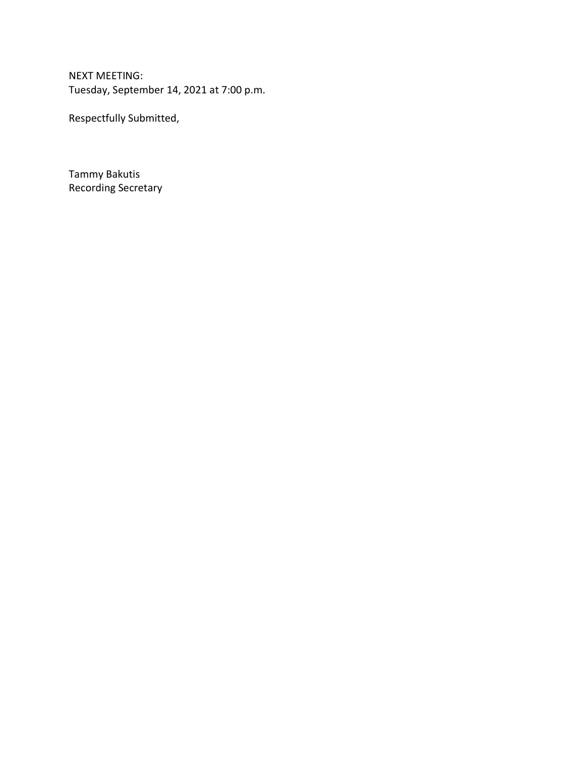NEXT MEETING:
Tuesday, September 14, 2021 at 7:00 p.m.

Respectfully Submitted,

Tammy Bakutis
Recording Secretary